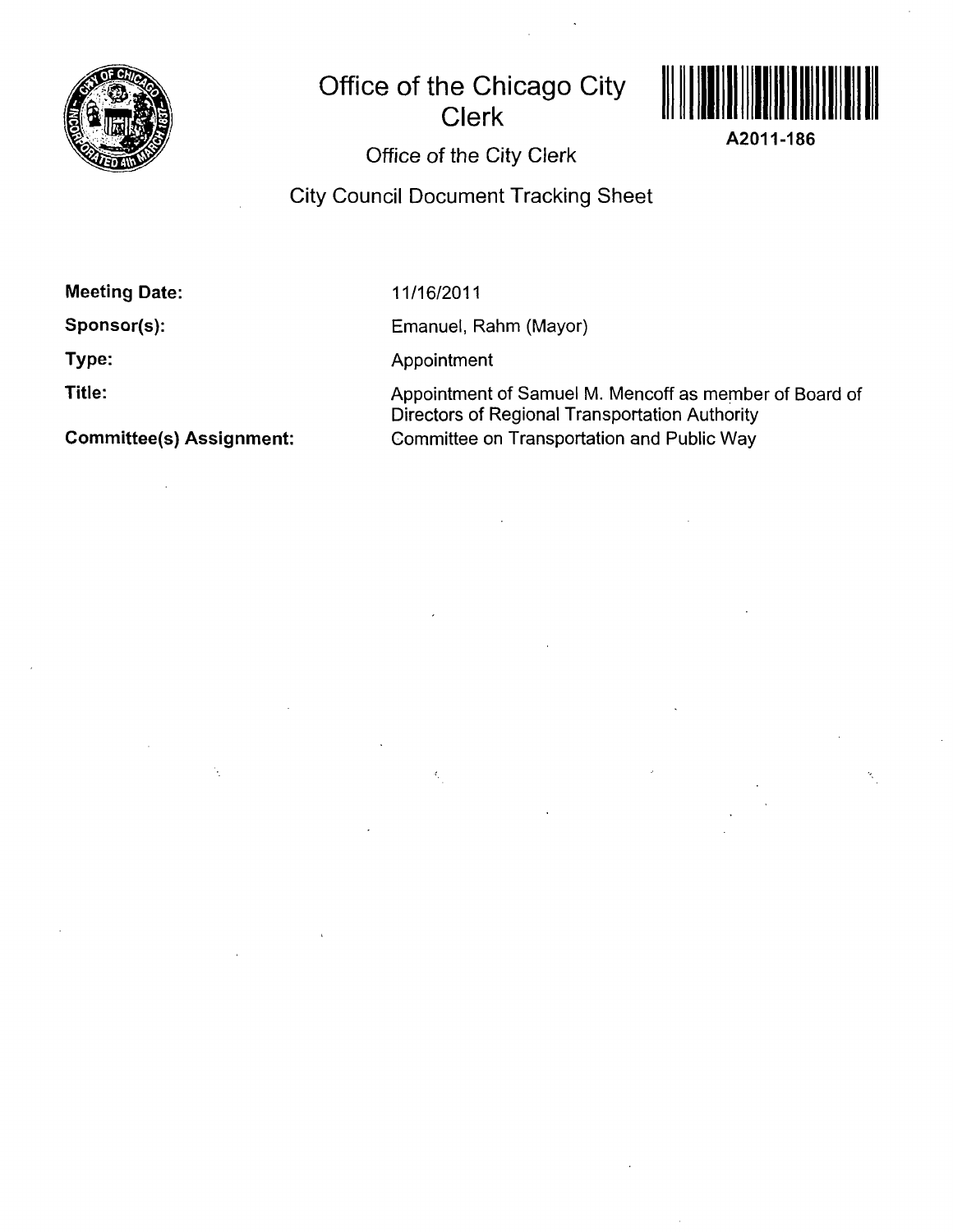# Office of the Chicago City Clerk

A2011-186

## Office of the City Clerk

## City Council Document Tracking Sheet

**Meeting Date:** 11/16/2011

**Sponsor(s):** Emanuel, Rahm (Mayor)

**Type:** Appointment

**Title:** Appointment of Samuel M. Mencoff as member of Board of Directors of Regional Transportation Authority

**Committee(s) Assignment:** Committee on Transportation and Public Way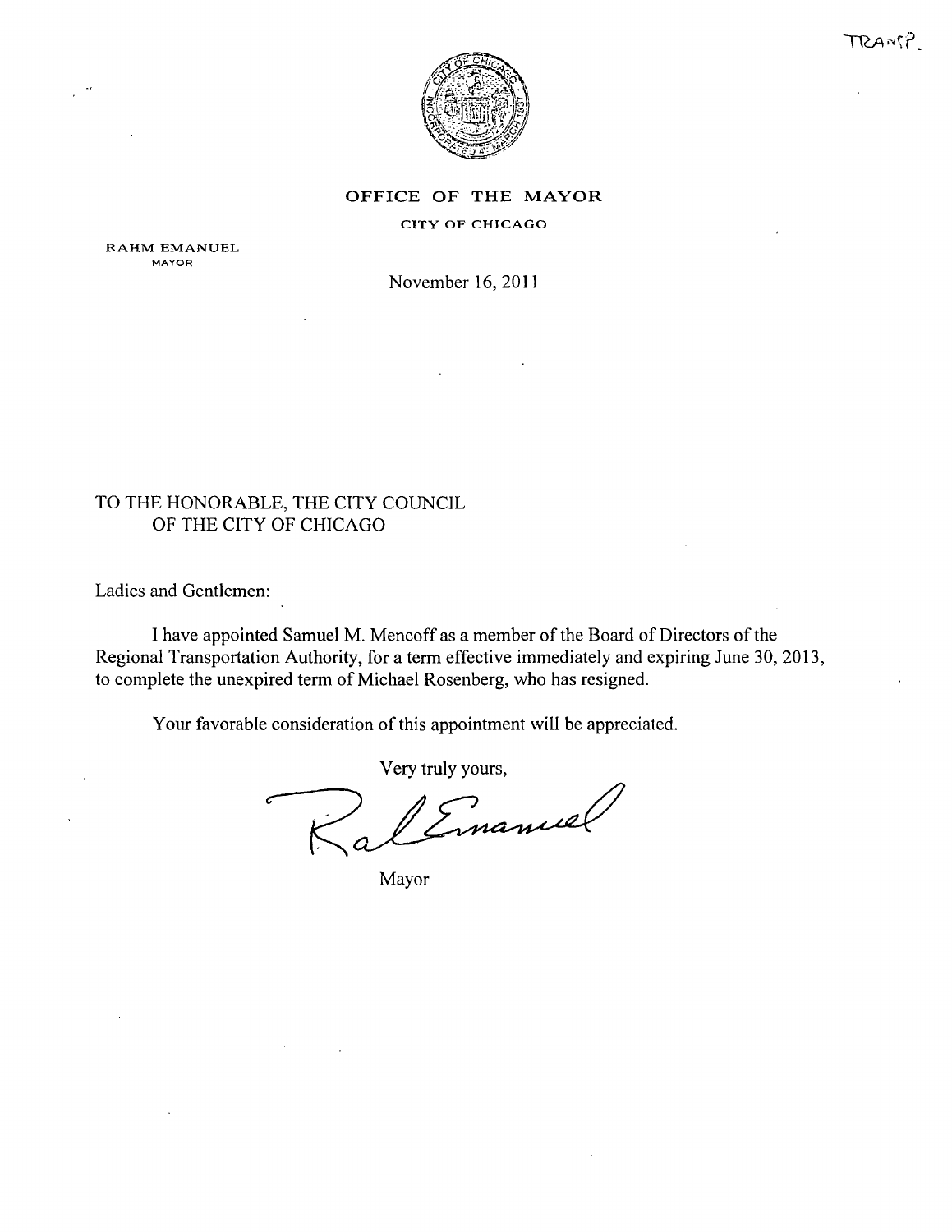TRANS?

**OFFICE OF THE MAYOR**

CITY OF CHICAGO

RAHM EMANUEL
MAYOR

November 16, 2011

TO THE HONORABLE, THE CITY COUNCIL
OF THE CITY OF CHICAGO

Ladies and Gentlemen:

I have appointed Samuel M. Mencoff as a member of the Board of Directors of the Regional Transportation Authority, for a term effective immediately and expiring June 30, 2013, to complete the unexpired term of Michael Rosenberg, who has resigned.

Your favorable consideration of this appointment will be appreciated.

Very truly yours,

Mayor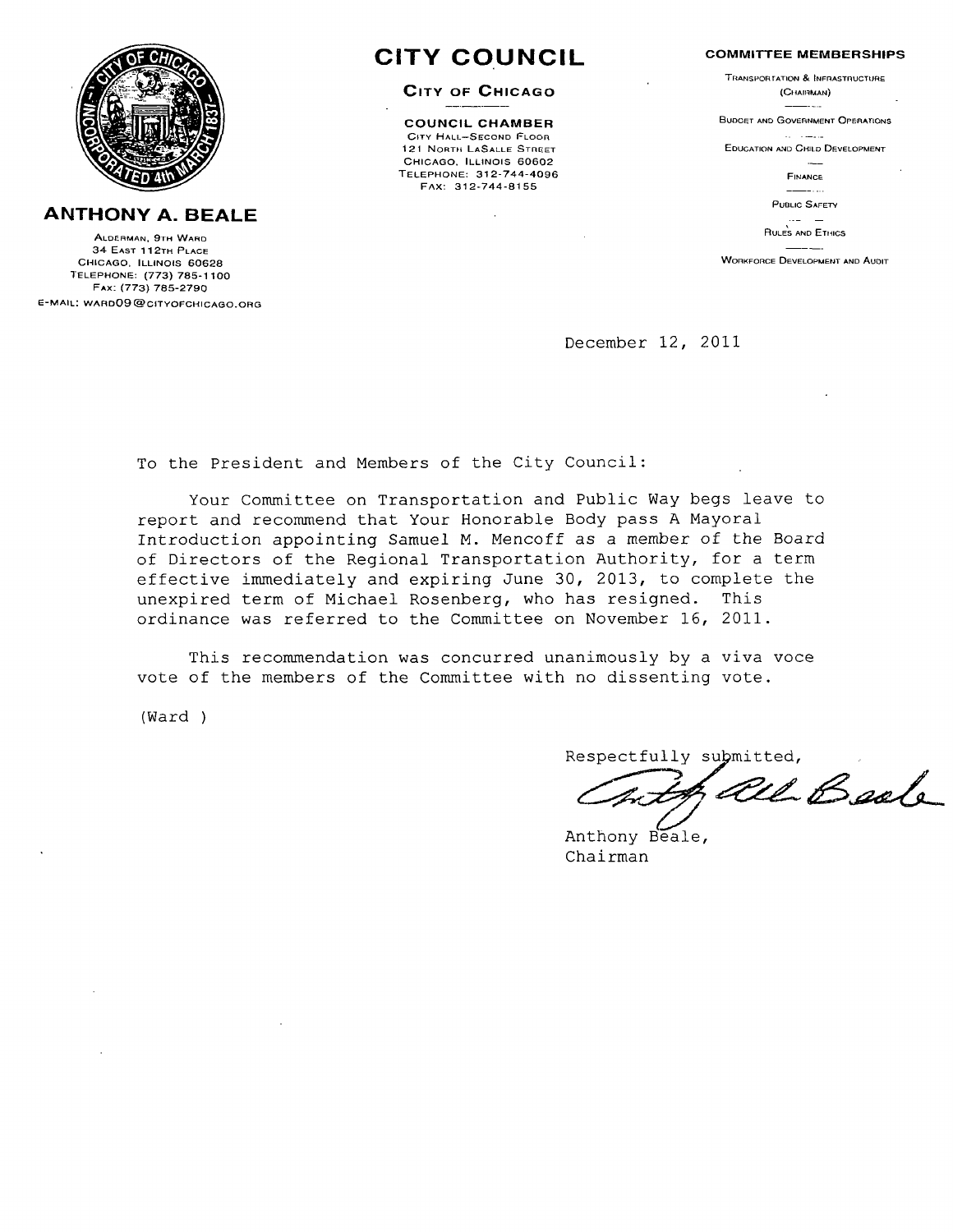**ANTHONY A. BEALE**

ALDERMAN, 9TH WARD
34 EAST 112TH PLACE
CHICAGO, ILLINOIS 60628
TELEPHONE: (773) 785-1100
FAX: (773) 785-2790
E-MAIL: WARD09@CITYOFCHICAGO.ORG

# CITY COUNCIL

**CITY OF CHICAGO**

**COUNCIL CHAMBER**
CITY HALL—SECOND FLOOR
121 NORTH LASALLE STREET
CHICAGO, ILLINOIS 60602
TELEPHONE: 312-744-4096
FAX: 312-744-8155

**COMMITTEE MEMBERSHIPS**

TRANSPORTATION & INFRASTRUCTURE (CHAIRMAN)

BUDGET AND GOVERNMENT OPERATIONS

EDUCATION AND CHILD DEVELOPMENT

FINANCE

PUBLIC SAFETY

RULES AND ETHICS

WORKFORCE DEVELOPMENT AND AUDIT

December 12, 2011

To the President and Members of the City Council:

Your Committee on Transportation and Public Way begs leave to report and recommend that Your Honorable Body pass A Mayoral Introduction appointing Samuel M. Mencoff as a member of the Board of Directors of the Regional Transportation Authority, for a term effective immediately and expiring June 30, 2013, to complete the unexpired term of Michael Rosenberg, who has resigned. This ordinance was referred to the Committee on November 16, 2011.

This recommendation was concurred unanimously by a viva voce vote of the members of the Committee with no dissenting vote.

(Ward )

Respectfully submitted,

Anthony Beale,
Chairman